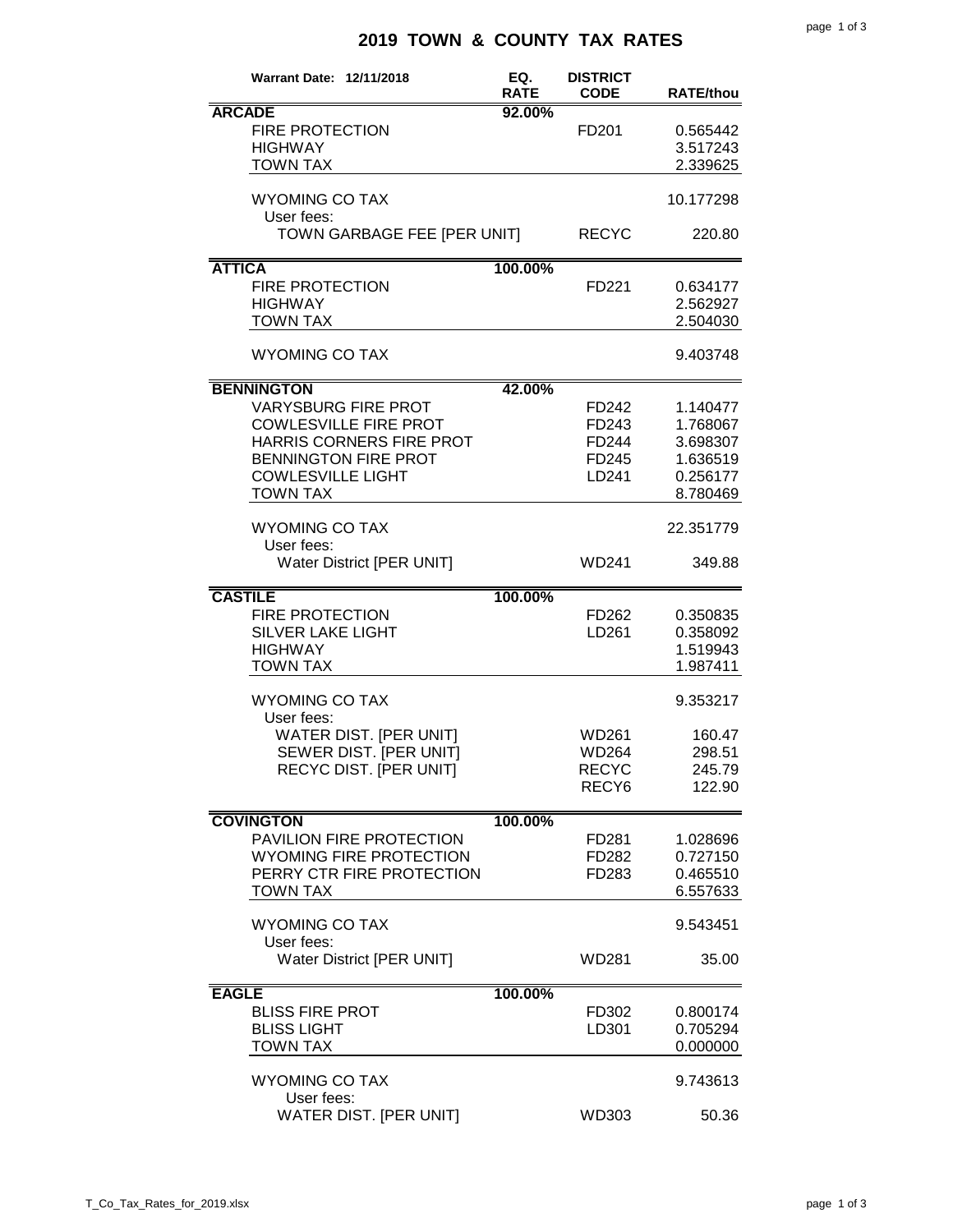# 2019 TOWN & COUNTY TAX RATES

| Warrant Date: 12/11/2018 | EQ. RATE | DISTRICT CODE | RATE/thou |
|---|---|---|---|
| **ARCADE** | 92.00% | | |
| FIRE PROTECTION | | FD201 | 0.565442 |
| HIGHWAY | | | 3.517243 |
| TOWN TAX | | | 2.339625 |
| WYOMING CO TAX | | | 10.177298 |
| User fees: | | | |
| TOWN GARBAGE FEE [PER UNIT] | | RECYC | 220.80 |
| **ATTICA** | 100.00% | | |
| FIRE PROTECTION | | FD221 | 0.634177 |
| HIGHWAY | | | 2.562927 |
| TOWN TAX | | | 2.504030 |
| WYOMING CO TAX | | | 9.403748 |
| **BENNINGTON** | 42.00% | | |
| VARYSBURG FIRE PROT | | FD242 | 1.140477 |
| COWLESVILLE FIRE PROT | | FD243 | 1.768067 |
| HARRIS CORNERS FIRE PROT | | FD244 | 3.698307 |
| BENNINGTON FIRE PROT | | FD245 | 1.636519 |
| COWLESVILLE LIGHT | | LD241 | 0.256177 |
| TOWN TAX | | | 8.780469 |
| WYOMING CO TAX | | | 22.351779 |
| User fees: | | | |
| Water District [PER UNIT] | | WD241 | 349.88 |
| **CASTILE** | 100.00% | | |
| FIRE PROTECTION | | FD262 | 0.350835 |
| SILVER LAKE LIGHT | | LD261 | 0.358092 |
| HIGHWAY | | | 1.519943 |
| TOWN TAX | | | 1.987411 |
| WYOMING CO TAX | | | 9.353217 |
| User fees: | | | |
| WATER DIST. [PER UNIT] | | WD261 | 160.47 |
| SEWER DIST. [PER UNIT] | | WD264 | 298.51 |
| RECYC DIST. [PER UNIT] | | RECYC | 245.79 |
| | | RECY6 | 122.90 |
| **COVINGTON** | 100.00% | | |
| PAVILION FIRE PROTECTION | | FD281 | 1.028696 |
| WYOMING FIRE PROTECTION | | FD282 | 0.727150 |
| PERRY CTR FIRE PROTECTION | | FD283 | 0.465510 |
| TOWN TAX | | | 6.557633 |
| WYOMING CO TAX | | | 9.543451 |
| User fees: | | | |
| Water District [PER UNIT] | | WD281 | 35.00 |
| **EAGLE** | 100.00% | | |
| BLISS FIRE PROT | | FD302 | 0.800174 |
| BLISS LIGHT | | LD301 | 0.705294 |
| TOWN TAX | | | 0.000000 |
| WYOMING CO TAX | | | 9.743613 |
| User fees: | | | |
| WATER DIST. [PER UNIT] | | WD303 | 50.36 |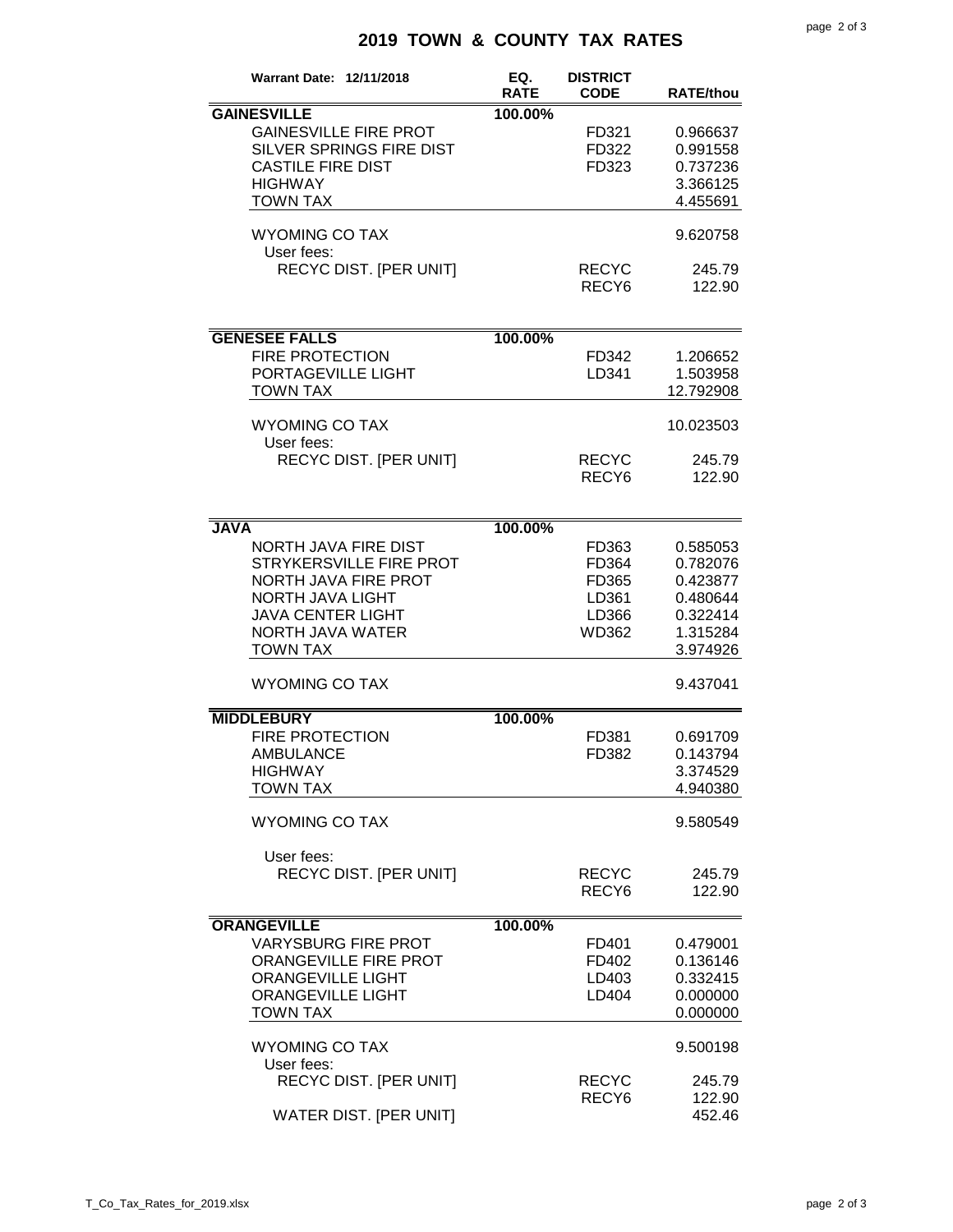# 2019 TOWN & COUNTY TAX RATES

| Warrant Date: 12/11/2018 | EQ. RATE | DISTRICT CODE | RATE/thou |
|---|---|---|---|
| **GAINESVILLE** | 100.00% | | |
| GAINESVILLE FIRE PROT | | FD321 | 0.966637 |
| SILVER SPRINGS FIRE DIST | | FD322 | 0.991558 |
| CASTILE FIRE DIST | | FD323 | 0.737236 |
| HIGHWAY | | | 3.366125 |
| TOWN TAX | | | 4.455691 |
| WYOMING CO TAX | | | 9.620758 |
| User fees: | | | |
| RECYC DIST. [PER UNIT] | | RECYC | 245.79 |
| | | RECY6 | 122.90 |
| **GENESEE FALLS** | 100.00% | | |
| FIRE PROTECTION | | FD342 | 1.206652 |
| PORTAGEVILLE LIGHT | | LD341 | 1.503958 |
| TOWN TAX | | | 12.792908 |
| WYOMING CO TAX | | | 10.023503 |
| User fees: | | | |
| RECYC DIST. [PER UNIT] | | RECYC | 245.79 |
| | | RECY6 | 122.90 |
| **JAVA** | 100.00% | | |
| NORTH JAVA FIRE DIST | | FD363 | 0.585053 |
| STRYKERSVILLE FIRE PROT | | FD364 | 0.782076 |
| NORTH JAVA FIRE PROT | | FD365 | 0.423877 |
| NORTH JAVA LIGHT | | LD361 | 0.480644 |
| JAVA CENTER LIGHT | | LD366 | 0.322414 |
| NORTH JAVA WATER | | WD362 | 1.315284 |
| TOWN TAX | | | 3.974926 |
| WYOMING CO TAX | | | 9.437041 |
| **MIDDLEBURY** | 100.00% | | |
| FIRE PROTECTION | | FD381 | 0.691709 |
| AMBULANCE | | FD382 | 0.143794 |
| HIGHWAY | | | 3.374529 |
| TOWN TAX | | | 4.940380 |
| WYOMING CO TAX | | | 9.580549 |
| User fees: | | | |
| RECYC DIST. [PER UNIT] | | RECYC | 245.79 |
| | | RECY6 | 122.90 |
| **ORANGEVILLE** | 100.00% | | |
| VARYSBURG FIRE PROT | | FD401 | 0.479001 |
| ORANGEVILLE FIRE PROT | | FD402 | 0.136146 |
| ORANGEVILLE LIGHT | | LD403 | 0.332415 |
| ORANGEVILLE LIGHT | | LD404 | 0.000000 |
| TOWN TAX | | | 0.000000 |
| WYOMING CO TAX | | | 9.500198 |
| User fees: | | | |
| RECYC DIST. [PER UNIT] | | RECYC | 245.79 |
| | | RECY6 | 122.90 |
| WATER DIST. [PER UNIT] | | | 452.46 |

T_Co_Tax_Rates_for_2019.xlsx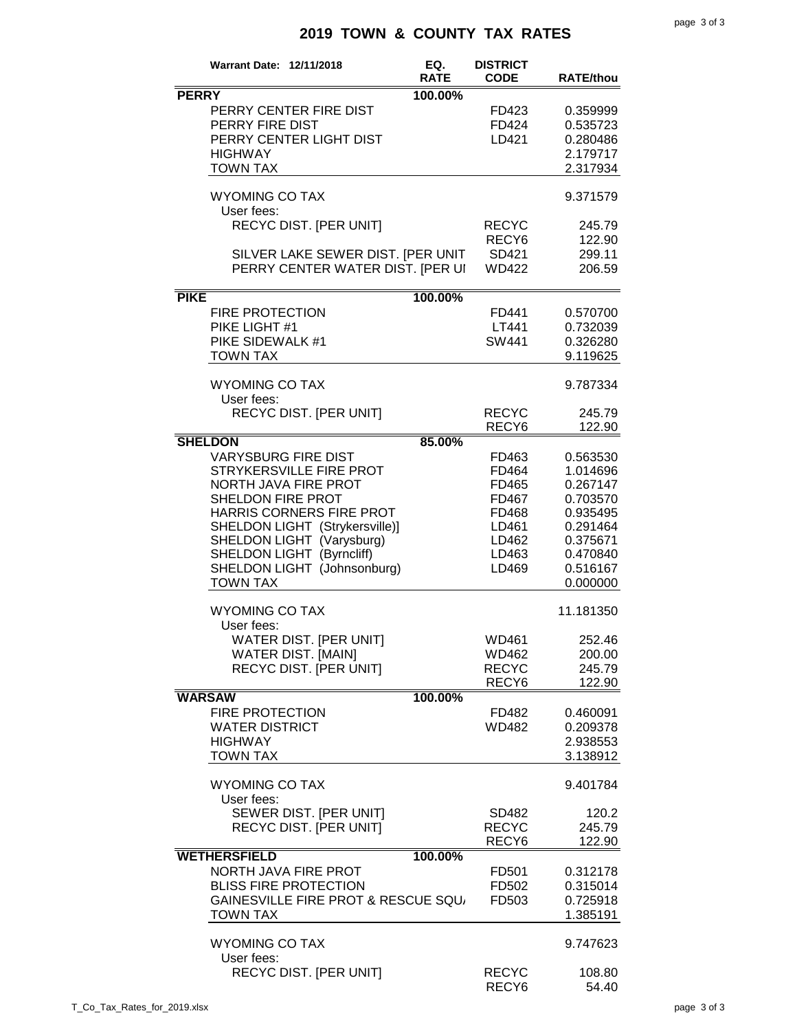# 2019 TOWN & COUNTY TAX RATES

| Warrant Date: 12/11/2018 | EQ. RATE | DISTRICT CODE | RATE/thou |
|---|---|---|---|
| **PERRY** | 100.00% | | |
| PERRY CENTER FIRE DIST | | FD423 | 0.359999 |
| PERRY FIRE DIST | | FD424 | 0.535723 |
| PERRY CENTER LIGHT DIST | | LD421 | 0.280486 |
| HIGHWAY | | | 2.179717 |
| TOWN TAX | | | 2.317934 |
| WYOMING CO TAX | | | 9.371579 |
| User fees: | | | |
| RECYC DIST. [PER UNIT] | | RECYC | 245.79 |
| | | RECY6 | 122.90 |
| SILVER LAKE SEWER DIST. [PER UNIT | | SD421 | 299.11 |
| PERRY CENTER WATER DIST. [PER UI | | WD422 | 206.59 |
| **PIKE** | 100.00% | | |
| FIRE PROTECTION | | FD441 | 0.570700 |
| PIKE LIGHT #1 | | LT441 | 0.732039 |
| PIKE SIDEWALK #1 | | SW441 | 0.326280 |
| TOWN TAX | | | 9.119625 |
| WYOMING CO TAX | | | 9.787334 |
| User fees: | | | |
| RECYC DIST. [PER UNIT] | | RECYC | 245.79 |
| | | RECY6 | 122.90 |
| **SHELDON** | 85.00% | | |
| VARYSBURG FIRE DIST | | FD463 | 0.563530 |
| STRYKERSVILLE FIRE PROT | | FD464 | 1.014696 |
| NORTH JAVA FIRE PROT | | FD465 | 0.267147 |
| SHELDON FIRE PROT | | FD467 | 0.703570 |
| HARRIS CORNERS FIRE PROT | | FD468 | 0.935495 |
| SHELDON LIGHT (Strykersville)] | | LD461 | 0.291464 |
| SHELDON LIGHT (Varysburg) | | LD462 | 0.375671 |
| SHELDON LIGHT (Byrncliff) | | LD463 | 0.470840 |
| SHELDON LIGHT (Johnsonburg) | | LD469 | 0.516167 |
| TOWN TAX | | | 0.000000 |
| WYOMING CO TAX | | | 11.181350 |
| User fees: | | | |
| WATER DIST. [PER UNIT] | | WD461 | 252.46 |
| WATER DIST. [MAIN] | | WD462 | 200.00 |
| RECYC DIST. [PER UNIT] | | RECYC | 245.79 |
| | | RECY6 | 122.90 |
| **WARSAW** | 100.00% | | |
| FIRE PROTECTION | | FD482 | 0.460091 |
| WATER DISTRICT | | WD482 | 0.209378 |
| HIGHWAY | | | 2.938553 |
| TOWN TAX | | | 3.138912 |
| WYOMING CO TAX | | | 9.401784 |
| User fees: | | | |
| SEWER DIST. [PER UNIT] | | SD482 | 120.2 |
| RECYC DIST. [PER UNIT] | | RECYC | 245.79 |
| | | RECY6 | 122.90 |
| **WETHERSFIELD** | 100.00% | | |
| NORTH JAVA FIRE PROT | | FD501 | 0.312178 |
| BLISS FIRE PROTECTION | | FD502 | 0.315014 |
| GAINESVILLE FIRE PROT & RESCUE SQU/ | | FD503 | 0.725918 |
| TOWN TAX | | | 1.385191 |
| WYOMING CO TAX | | | 9.747623 |
| User fees: | | | |
| RECYC DIST. [PER UNIT] | | RECYC | 108.80 |
| | | RECY6 | 54.40 |